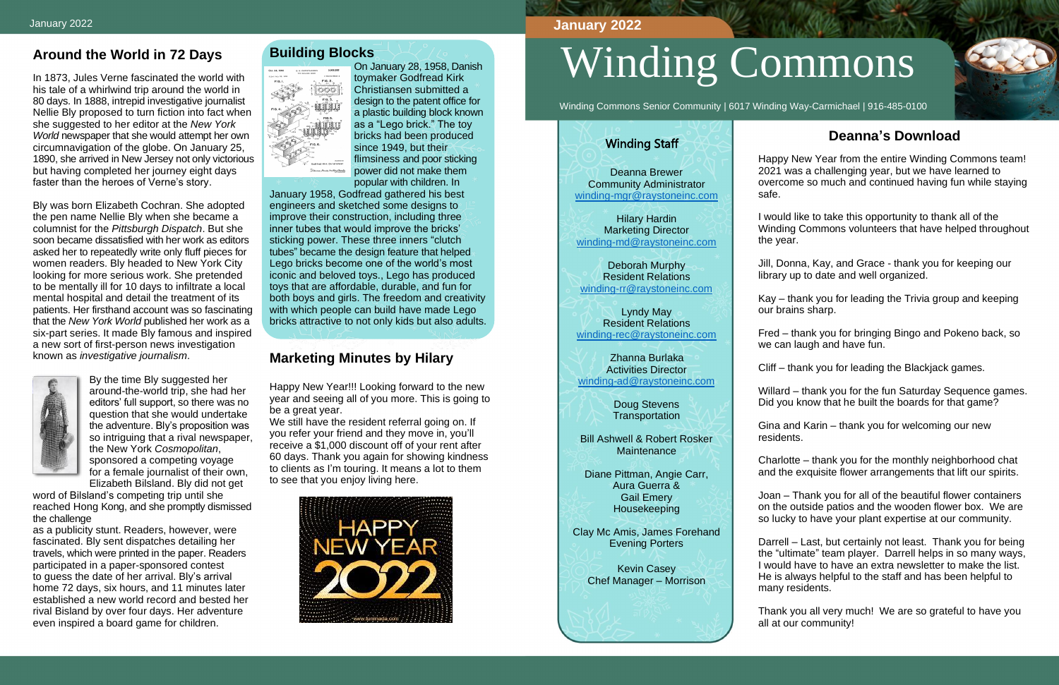## Around the World in 72 Days

In 1873, Jules Verne fascinated the world with his tale of a whirlwind trip around the world in 80 days. In 1888, intrepid investigative journalist Nellie Bly proposed to turn fiction into fact when she suggested to her editor at the *New York World* newspaper that she would attempt her own circumnavigation of the globe. On January 25, 1890, she arrived in New Jersey not only victorious but having completed her journey eight days faster than the heroes of Verne's story.

Bly was born Elizabeth Cochran. She adopted the pen name Nellie Bly when she became a columnist for the *Pittsburgh Dispatch*. But she soon became dissatisfied with her work as editors asked her to repeatedly write only fluff pieces for women readers. Bly headed to New York City looking for more serious work. She pretended to be mentally ill for 10 days to infiltrate a local mental hospital and detail the treatment of its patients. Her firsthand account was so fascinating that the *New York World* published her work as a six-part series. It made Bly famous and inspired a new sort of first-person news investigation known as *investigative journalism*.

By the time Bly suggested her around-the-world trip, she had her editors' full support, so there was no question that she would undertake the adventure. Bly's proposition was so intriguing that a rival newspaper, the New York *Cosmopolitan*, sponsored a competing voyage for a female journalist of their own, Elizabeth Bilsland. Bly did not get word of Bilsland's competing trip until she reached Hong Kong, and she promptly dismissed the challenge as a publicity stunt. Readers, however, were fascinated. Bly sent dispatches detailing her travels, which were printed in the paper. Readers participated in a paper-sponsored contest to guess the date of her arrival. Bly's arrival home 72 days, six hours, and 11 minutes later established a new world record and bested her rival Bisland by over four days. Her adventure even inspired a board game for children.

## Building Blocks

On January 28, 1958, Danish toymaker Godfread Kirk Christiansen submitted a design to the patent office for a plastic building block known as a "Lego brick." The toy bricks had been produced since 1949, but their flimsiness and poor sticking power did not make them popular with children. In January 1958, Godfread gathered his best engineers and sketched some designs to improve their construction, including three inner tubes that would improve the bricks' sticking power. These three inners "clutch tubes" became the design feature that helped Lego bricks become one of the world's most iconic and beloved toys., Lego has produced toys that are affordable, durable, and fun for both boys and girls. The freedom and creativity with which people can build have made Lego bricks attractive to not only kids but also adults.

## Marketing Minutes by Hilary

Happy New Year!!! Looking forward to the new year and seeing all of you more. This is going to be a great year.
We still have the resident referral going on. If you refer your friend and they move in, you'll receive a $1,000 discount off of your rent after 60 days. Thank you again for showing kindness to clients as I'm touring. It means a lot to them to see that you enjoy living here.

January 2022

# Winding Commons

Winding Commons Senior Community | 6017 Winding Way-Carmichael | 916-485-0100

### Winding Staff

Deanna Brewer
Community Administrator
winding-mgr@raystoneinc.com

Hilary Hardin
Marketing Director
winding-md@raystoneinc.com

Deborah Murphy
Resident Relations
winding-rr@raystoneinc.com

Lyndy May
Resident Relations
winding-rec@raystoneinc.com

Zhanna Burlaka
Activities Director
winding-ad@raystoneinc.com

Doug Stevens
Transportation

Bill Ashwell & Robert Rosker
Maintenance

Diane Pittman, Angie Carr, Aura Guerra & Gail Emery
Housekeeping

Clay Mc Amis, James Forehand
Evening Porters

Kevin Casey
Chef Manager – Morrison

## Deanna's Download

Happy New Year from the entire Winding Commons team! 2021 was a challenging year, but we have learned to overcome so much and continued having fun while staying safe.

I would like to take this opportunity to thank all of the Winding Commons volunteers that have helped throughout the year.

Jill, Donna, Kay, and Grace - thank you for keeping our library up to date and well organized.

Kay – thank you for leading the Trivia group and keeping our brains sharp.

Fred – thank you for bringing Bingo and Pokeno back, so we can laugh and have fun.

Cliff – thank you for leading the Blackjack games.

Willard – thank you for the fun Saturday Sequence games. Did you know that he built the boards for that game?

Gina and Karin – thank you for welcoming our new residents.

Charlotte – thank you for the monthly neighborhood chat and the exquisite flower arrangements that lift our spirits.

Joan – Thank you for all of the beautiful flower containers on the outside patios and the wooden flower box. We are so lucky to have your plant expertise at our community.

Darrell – Last, but certainly not least. Thank you for being the "ultimate" team player. Darrell helps in so many ways, I would have to have an extra newsletter to make the list. He is always helpful to the staff and has been helpful to many residents.

Thank you all very much! We are so grateful to have you all at our community!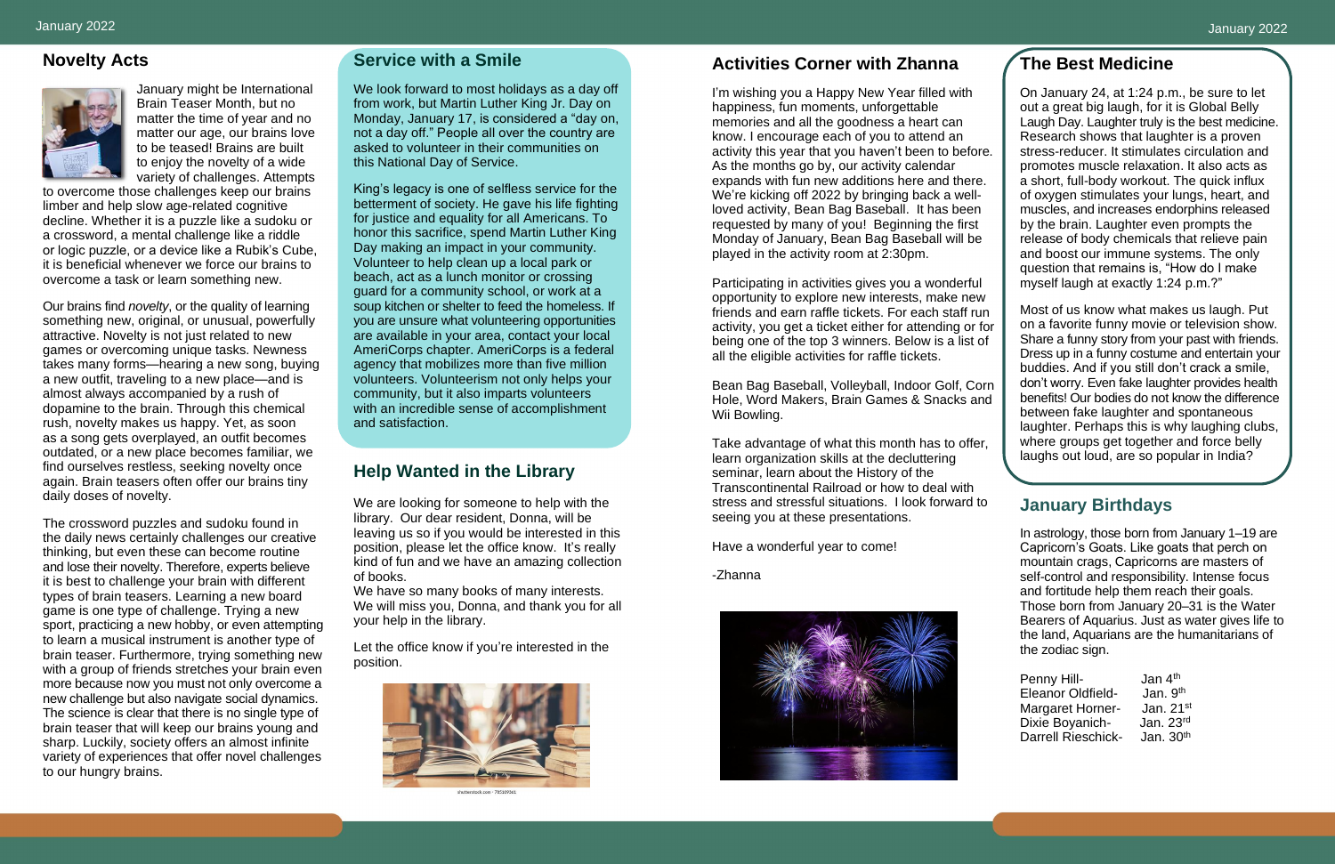## Novelty Acts

January might be International Brain Teaser Month, but no matter the time of year and no matter our age, our brains love to be teased! Brains are built to enjoy the novelty of a wide variety of challenges. Attempts to overcome those challenges keep our brains limber and help slow age-related cognitive decline. Whether it is a puzzle like a sudoku or a crossword, a mental challenge like a riddle or logic puzzle, or a device like a Rubik's Cube, it is beneficial whenever we force our brains to overcome a task or learn something new.

Our brains find *novelty*, or the quality of learning something new, original, or unusual, powerfully attractive. Novelty is not just related to new games or overcoming unique tasks. Newness takes many forms—hearing a new song, buying a new outfit, traveling to a new place—and is almost always accompanied by a rush of dopamine to the brain. Through this chemical rush, novelty makes us happy. Yet, as soon as a song gets overplayed, an outfit becomes outdated, or a new place becomes familiar, we find ourselves restless, seeking novelty once again. Brain teasers often offer our brains tiny daily doses of novelty.

The crossword puzzles and sudoku found in the daily news certainly challenges our creative thinking, but even these can become routine and lose their novelty. Therefore, experts believe it is best to challenge your brain with different types of brain teasers. Learning a new board game is one type of challenge. Trying a new sport, practicing a new hobby, or even attempting to learn a musical instrument is another type of brain teaser. Furthermore, trying something new with a group of friends stretches your brain even more because now you must not only overcome a new challenge but also navigate social dynamics. The science is clear that there is no single type of brain teaser that will keep our brains young and sharp. Luckily, society offers an almost infinite variety of experiences that offer novel challenges to our hungry brains.

## Service with a Smile

We look forward to most holidays as a day off from work, but Martin Luther King Jr. Day on Monday, January 17, is considered a "day on, not a day off." People all over the country are asked to volunteer in their communities on this National Day of Service.

King's legacy is one of selfless service for the betterment of society. He gave his life fighting for justice and equality for all Americans. To honor this sacrifice, spend Martin Luther King Day making an impact in your community. Volunteer to help clean up a local park or beach, act as a lunch monitor or crossing guard for a community school, or work at a soup kitchen or shelter to feed the homeless. If you are unsure what volunteering opportunities are available in your area, contact your local AmeriCorps chapter. AmeriCorps is a federal agency that mobilizes more than five million volunteers. Volunteerism not only helps your community, but it also imparts volunteers with an incredible sense of accomplishment and satisfaction.

## Help Wanted in the Library

We are looking for someone to help with the library. Our dear resident, Donna, will be leaving us so if you would be interested in this position, please let the office know. It's really kind of fun and we have an amazing collection of books.

We have so many books of many interests. We will miss you, Donna, and thank you for all your help in the library.

Let the office know if you're interested in the position.

## Activities Corner with Zhanna

I'm wishing you a Happy New Year filled with happiness, fun moments, unforgettable memories and all the goodness a heart can know. I encourage each of you to attend an activity this year that you haven't been to before. As the months go by, our activity calendar expands with fun new additions here and there. We're kicking off 2022 by bringing back a well-loved activity, Bean Bag Baseball. It has been requested by many of you! Beginning the first Monday of January, Bean Bag Baseball will be played in the activity room at 2:30pm.

Participating in activities gives you a wonderful opportunity to explore new interests, make new friends and earn raffle tickets. For each staff run activity, you get a ticket either for attending or for being one of the top 3 winners. Below is a list of all the eligible activities for raffle tickets.

Bean Bag Baseball, Volleyball, Indoor Golf, Corn Hole, Word Makers, Brain Games & Snacks and Wii Bowling.

Take advantage of what this month has to offer, learn organization skills at the decluttering seminar, learn about the History of the Transcontinental Railroad or how to deal with stress and stressful situations. I look forward to seeing you at these presentations.

Have a wonderful year to come!

-Zhanna

## The Best Medicine

On January 24, at 1:24 p.m., be sure to let out a great big laugh, for it is Global Belly Laugh Day. Laughter truly is the best medicine. Research shows that laughter is a proven stress-reducer. It stimulates circulation and promotes muscle relaxation. It also acts as a short, full-body workout. The quick influx of oxygen stimulates your lungs, heart, and muscles, and increases endorphins released by the brain. Laughter even prompts the release of body chemicals that relieve pain and boost our immune systems. The only question that remains is, "How do I make myself laugh at exactly 1:24 p.m.?"

Most of us know what makes us laugh. Put on a favorite funny movie or television show. Share a funny story from your past with friends. Dress up in a funny costume and entertain your buddies. And if you still don't crack a smile, don't worry. Even fake laughter provides health benefits! Our bodies do not know the difference between fake laughter and spontaneous laughter. Perhaps this is why laughing clubs, where groups get together and force belly laughs out loud, are so popular in India?

## January Birthdays

In astrology, those born from January 1–19 are Capricorn's Goats. Like goats that perch on mountain crags, Capricorns are masters of self-control and responsibility. Intense focus and fortitude help them reach their goals. Those born from January 20–31 is the Water Bearers of Aquarius. Just as water gives life to the land, Aquarians are the humanitarians of the zodiac sign.

| | |
|---|---|
| Penny Hill- | Jan 4th |
| Eleanor Oldfield- | Jan. 9th |
| Margaret Horner- | Jan. 21st |
| Dixie Boyanich- | Jan. 23rd |
| Darrell Rieschick- | Jan. 30th |